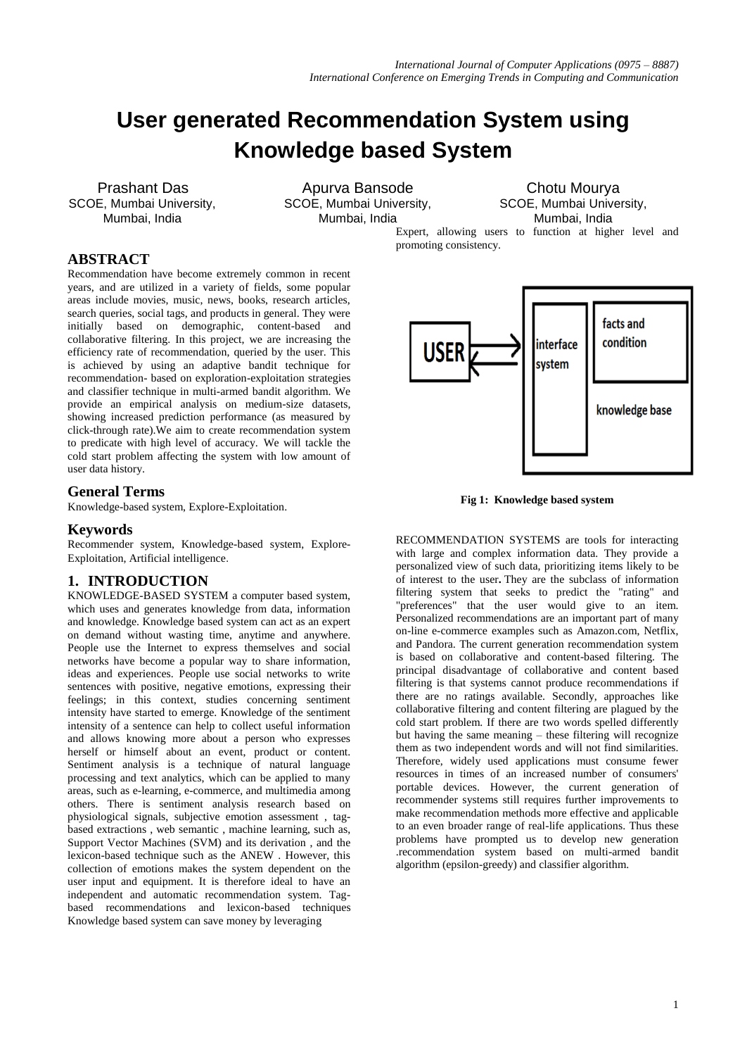# User generated Recommendation System using Knowledge based System

Prashant Das
SCOE, Mumbai University,
Mumbai, India

Apurva Bansode
SCOE, Mumbai University,
Mumbai, India

Chotu Mourya
SCOE, Mumbai University,
Mumbai, India

## ABSTRACT

Recommendation have become extremely common in recent years, and are utilized in a variety of fields, some popular areas include movies, music, news, books, research articles, search queries, social tags, and products in general. They were initially based on demographic, content-based and collaborative filtering. In this project, we are increasing the efficiency rate of recommendation, queried by the user. This is achieved by using an adaptive bandit technique for recommendation- based on exploration-exploitation strategies and classifier technique in multi-armed bandit algorithm. We provide an empirical analysis on medium-size datasets, showing increased prediction performance (as measured by click-through rate).We aim to create recommendation system to predicate with high level of accuracy. We will tackle the cold start problem affecting the system with low amount of user data history.

## General Terms

Knowledge-based system, Explore-Exploitation.

## Keywords

Recommender system, Knowledge-based system, Explore-Exploitation, Artificial intelligence.

## 1. INTRODUCTION

KNOWLEDGE-BASED SYSTEM a computer based system, which uses and generates knowledge from data, information and knowledge. Knowledge based system can act as an expert on demand without wasting time, anytime and anywhere. People use the Internet to express themselves and social networks have become a popular way to share information, ideas and experiences. People use social networks to write sentences with positive, negative emotions, expressing their feelings; in this context, studies concerning sentiment intensity have started to emerge. Knowledge of the sentiment intensity of a sentence can help to collect useful information and allows knowing more about a person who expresses herself or himself about an event, product or content. Sentiment analysis is a technique of natural language processing and text analytics, which can be applied to many areas, such as e-learning, e-commerce, and multimedia among others. There is sentiment analysis research based on physiological signals, subjective emotion assessment , tag-based extractions , web semantic , machine learning, such as, Support Vector Machines (SVM) and its derivation , and the lexicon-based technique such as the ANEW . However, this collection of emotions makes the system dependent on the user input and equipment. It is therefore ideal to have an independent and automatic recommendation system. Tag-based recommendations and lexicon-based techniques Knowledge based system can save money by leveraging Expert, allowing users to function at higher level and promoting consistency.

**Fig 1: Knowledge based system**

RECOMMENDATION SYSTEMS are tools for interacting with large and complex information data. They provide a personalized view of such data, prioritizing items likely to be of interest to the user**.** They are the subclass of information filtering system that seeks to predict the "rating" and "preferences" that the user would give to an item. Personalized recommendations are an important part of many on-line e-commerce examples such as Amazon.com, Netflix, and Pandora. The current generation recommendation system is based on collaborative and content-based filtering. The principal disadvantage of collaborative and content based filtering is that systems cannot produce recommendations if there are no ratings available. Secondly, approaches like collaborative filtering and content filtering are plagued by the cold start problem. If there are two words spelled differently but having the same meaning – these filtering will recognize them as two independent words and will not find similarities. Therefore, widely used applications must consume fewer resources in times of an increased number of consumers' portable devices. However, the current generation of recommender systems still requires further improvements to make recommendation methods more effective and applicable to an even broader range of real-life applications. Thus these problems have prompted us to develop new generation .recommendation system based on multi-armed bandit algorithm (epsilon-greedy) and classifier algorithm.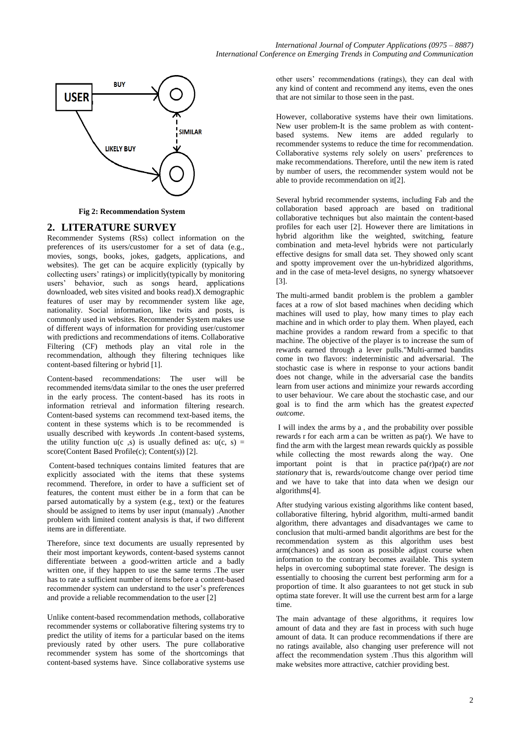Fig 2: Recommendation System

## 2. LITERATURE SURVEY

Recommender Systems (RSs) collect information on the preferences of its users/customer for a set of data (e.g., movies, songs, books, jokes, gadgets, applications, and websites). The get can be acquire explicitly (typically by collecting users' ratings) or implicitly(typically by monitoring users' behavior, such as songs heard, applications downloaded, web sites visited and books read).X demographic features of user may by recommender system like age, nationality. Social information, like twits and posts, is commonly used in websites. Recommender System makes use of different ways of information for providing user/customer with predictions and recommendations of items. Collaborative Filtering (CF) methods play an vital role in the recommendation, although they filtering techniques like content-based filtering or hybrid [1].

Content-based recommendations: The user will be recommended items/data similar to the ones the user preferred in the early process. The content-based has its roots in information retrieval and information filtering research. Content-based systems can recommend text-based items, the content in these systems which is to be recommended is usually described with keywords .In content-based systems, the utility function u(c ,s) is usually defined as: u(c, s) = score(Content Based Profile(c); Content(s)) [2].

Content-based techniques contains limited features that are explicitly associated with the items that these systems recommend. Therefore, in order to have a sufficient set of features, the content must either be in a form that can be parsed automatically by a system (e.g., text) or the features should be assigned to items by user input (manualy) .Another problem with limited content analysis is that, if two different items are in differentiate.

Therefore, since text documents are usually represented by their most important keywords, content-based systems cannot differentiate between a good-written article and a badly written one, if they happen to use the same terms .The user has to rate a sufficient number of items before a content-based recommender system can understand to the user's preferences and provide a reliable recommendation to the user [2]

Unlike content-based recommendation methods, collaborative recommender systems or collaborative filtering systems try to predict the utility of items for a particular based on the items previously rated by other users. The pure collaborative recommender system has some of the shortcomings that content-based systems have. Since collaborative systems use other users' recommendations (ratings), they can deal with any kind of content and recommend any items, even the ones that are not similar to those seen in the past.

However, collaborative systems have their own limitations. New user problem-It is the same problem as with content-based systems. New items are added regularly to recommender systems to reduce the time for recommendation. Collaborative systems rely solely on users' preferences to make recommendations. Therefore, until the new item is rated by number of users, the recommender system would not be able to provide recommendation on it[2].

Several hybrid recommender systems, including Fab and the collaboration based approach are based on traditional collaborative techniques but also maintain the content-based profiles for each user [2]. However there are limitations in hybrid algorithm like the weighted, switching, feature combination and meta-level hybrids were not particularly effective designs for small data set. They showed only scant and spotty improvement over the un-hybridized algorithms, and in the case of meta-level designs, no synergy whatsoever [3].

The multi-armed bandit problem is the problem a gambler faces at a row of slot based machines when deciding which machines will used to play, how many times to play each machine and in which order to play them. When played, each machine provides a random reward from a specific to that machine. The objective of the player is to increase the sum of rewards earned through a lever pulls."Multi-armed bandits come in two flavors: indeterministic and adversarial. The stochastic case is where in response to your actions bandit does not change, while in the adversarial case the bandits learn from user actions and minimize your rewards according to user behaviour. We care about the stochastic case, and our goal is to find the arm which has the greatest *expected outcome*.

I will index the arms by a , and the probability over possible rewards r for each arm a can be written as pa(r). We have to find the arm with the largest mean rewards quickly as possible while collecting the most rewards along the way. One important point is that in practice pa(r)pa(r) are *not stationary* that is, rewards/outcome change over period time and we have to take that into data when we design our algorithms[4].

After studying various existing algorithms like content based, collaborative filtering, hybrid algorithm, multi-armed bandit algorithm, there advantages and disadvantages we came to conclusion that multi-armed bandit algorithms are best for the recommendation system as this algorithm uses best arm(chances) and as soon as possible adjust course when information to the contrary becomes available. This system helps in overcoming suboptimal state forever. The design is essentially to choosing the current best performing arm for a proportion of time. It also guarantees to not get stuck in sub optima state forever. It will use the current best arm for a large time.

The main advantage of these algorithms, it requires low amount of data and they are fast in process with such huge amount of data. It can produce recommendations if there are no ratings available, also changing user preference will not affect the recommendation system .Thus this algorithm will make websites more attractive, catchier providing best.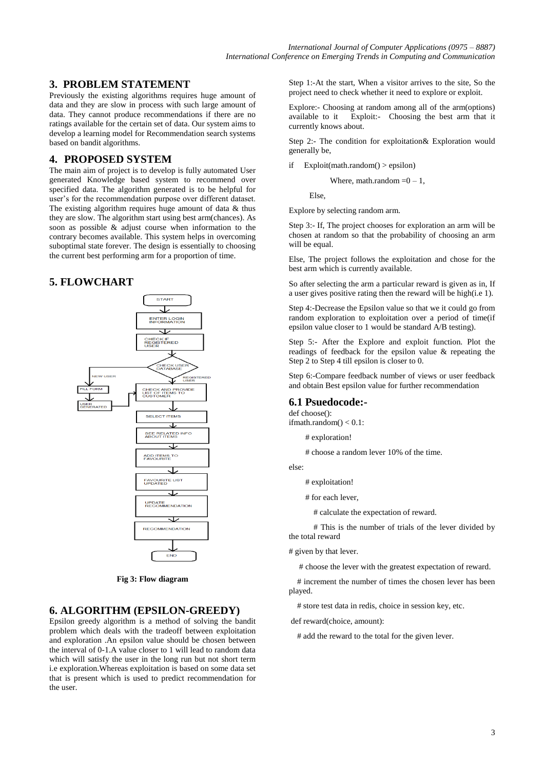## 3. PROBLEM STATEMENT

Previously the existing algorithms requires huge amount of data and they are slow in process with such large amount of data. They cannot produce recommendations if there are no ratings available for the certain set of data. Our system aims to develop a learning model for Recommendation search systems based on bandit algorithms.

## 4. PROPOSED SYSTEM

The main aim of project is to develop is fully automated User generated Knowledge based system to recommend over specified data. The algorithm generated is to be helpful for user's for the recommendation purpose over different dataset. The existing algorithm requires huge amount of data & thus they are slow. The algorithm start using best arm(chances). As soon as possible & adjust course when information to the contrary becomes available. This system helps in overcoming suboptimal state forever. The design is essentially to choosing the current best performing arm for a proportion of time.

## 5. FLOWCHART

START → ENTER LOGIN INFORMATION → CHECK IF REGISTERED USER → CHECK USER DATABASE → (NEW USER → FILL FORM → USER GENERATED) / (REGISTERED USER → CHECK AND PROVIDE LIST OF ITEMS TO CUSTOMER) → SELECT ITEMS → SEE RELATED INFO ABOUT ITEMS → ADD ITEMS TO FAVOURITE → FAVOURITE LIST UPDATED → UPDATE RECOMMENDATION → RECOMMENDATION → END

**Fig 3: Flow diagram**

## 6. ALGORITHM (EPSILON-GREEDY)

Epsilon greedy algorithm is a method of solving the bandit problem which deals with the tradeoff between exploitation and exploration .An epsilon value should be chosen between the interval of 0-1.A value closer to 1 will lead to random data which will satisfy the user in the long run but not short term i.e exploration.Whereas exploitation is based on some data set that is present which is used to predict recommendation for the user.

Step 1:-At the start, When a visitor arrives to the site, So the project need to check whether it need to explore or exploit.

Explore:- Choosing at random among all of the arm(options) available to it Exploit:- Choosing the best arm that it currently knows about.

Step 2:- The condition for exploitation& Exploration would generally be,

if Exploit(math.random() > epsilon)

Where, math.random =0 – 1,

Else,

Explore by selecting random arm.

Step 3:- If, The project chooses for exploration an arm will be chosen at random so that the probability of choosing an arm will be equal.

Else, The project follows the exploitation and chose for the best arm which is currently available.

So after selecting the arm a particular reward is given as in, If a user gives positive rating then the reward will be high(i.e 1).

Step 4:-Decrease the Epsilon value so that we it could go from random exploration to exploitation over a period of time(if epsilon value closer to 1 would be standard A/B testing).

Step 5:- After the Explore and exploit function. Plot the readings of feedback for the epsilon value & repeating the Step 2 to Step 4 till epsilon is closer to 0.

Step 6:-Compare feedback number of views or user feedback and obtain Best epsilon value for further recommendation

### 6.1 Psuedocode:-

```
def choose():
ifmath.random() < 0.1:
    # exploration!
    # choose a random lever 10% of the time.
else:
    # exploitation!
    # for each lever,
        # calculate the expectation of reward.
        # This is the number of trials of the lever divided by the total reward
# given by that lever.
    # choose the lever with the greatest expectation of reward.
    # increment the number of times the chosen lever has been played.
    # store test data in redis, choice in session key, etc.
def reward(choice, amount):
    # add the reward to the total for the given lever.
```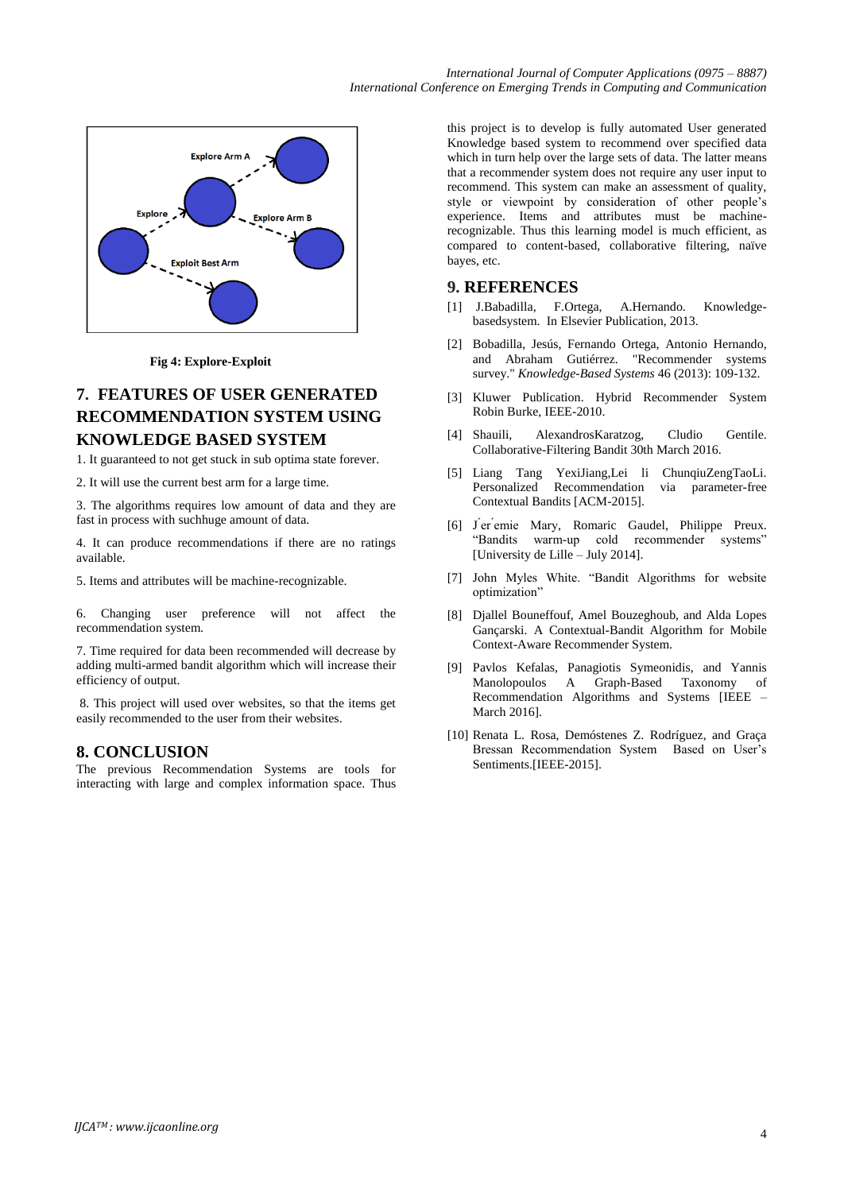Explore Arm A

Explore

Explore Arm B

Exploit Best Arm

**Fig 4: Explore-Exploit**

## 7. FEATURES OF USER GENERATED RECOMMENDATION SYSTEM USING KNOWLEDGE BASED SYSTEM

1. It guaranteed to not get stuck in sub optima state forever.

2. It will use the current best arm for a large time.

3. The algorithms requires low amount of data and they are fast in process with suchhuge amount of data.

4. It can produce recommendations if there are no ratings available.

5. Items and attributes will be machine-recognizable.

6. Changing user preference will not affect the recommendation system.

7. Time required for data been recommended will decrease by adding multi-armed bandit algorithm which will increase their efficiency of output.

8. This project will used over websites, so that the items get easily recommended to the user from their websites.

## 8. CONCLUSION

The previous Recommendation Systems are tools for interacting with large and complex information space. Thus this project is to develop is fully automated User generated Knowledge based system to recommend over specified data which in turn help over the large sets of data. The latter means that a recommender system does not require any user input to recommend. This system can make an assessment of quality, style or viewpoint by consideration of other people's experience. Items and attributes must be machine-recognizable. Thus this learning model is much efficient, as compared to content-based, collaborative filtering, naïve bayes, etc.

## 9. REFERENCES

[1] J.Babadilla, F.Ortega, A.Hernando. Knowledge-basedsystem. In Elsevier Publication, 2013.

[2] Bobadilla, Jesús, Fernando Ortega, Antonio Hernando, and Abraham Gutiérrez. "Recommender systems survey." *Knowledge-Based Systems* 46 (2013): 109-132.

[3] Kluwer Publication. Hybrid Recommender System Robin Burke, IEEE-2010.

[4] Shauili, AlexandrosKaratzog, Cludio Gentile. Collaborative-Filtering Bandit 30th March 2016.

[5] Liang Tang YexiJiang,Lei li ChunqiuZengTaoLi. Personalized Recommendation via parameter-free Contextual Bandits [ACM-2015].

[6] J´er´emie Mary, Romaric Gaudel, Philippe Preux. "Bandits warm-up cold recommender systems" [University de Lille – July 2014].

[7] John Myles White. "Bandit Algorithms for website optimization"

[8] Djallel Bouneffouf, Amel Bouzeghoub, and Alda Lopes Gançarski. A Contextual-Bandit Algorithm for Mobile Context-Aware Recommender System.

[9] Pavlos Kefalas, Panagiotis Symeonidis, and Yannis Manolopoulos A Graph-Based Taxonomy of Recommendation Algorithms and Systems [IEEE – March 2016].

[10] Renata L. Rosa, Demóstenes Z. Rodríguez, and Graça Bressan Recommendation System Based on User's Sentiments.[IEEE-2015].